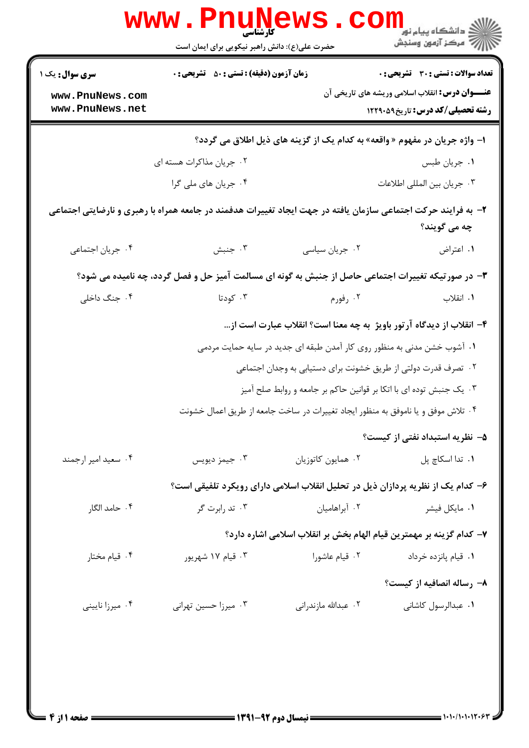کارشناسی

حضرت علی(ع): دانش راهبر نیکویی برای ایمان است

**سری سوال:** یک ۱

**زمان آزمون (دقیقه) : تستی : ۵۰ تشریحی : ۰**

**تعداد سوالات : تستی : ۳۰ تشریحی : ۰**

**عنـــوان درس:** انقلاب اسلامی وریشه های تاریخی آن

**رشته تحصیلی/کد درس:** تاریخ۱۲۲۹۰۵۹

**۱- واژه جریان در مفهوم « واقعه» به کدام یک از گزینه های ذیل اطلاق می گردد؟**

۱. جریان طبس

۲. جریان مذاکرات هسته ای

۳. جریان بین المللی اطلاعات

۴. جریان های ملی گرا

**۲- به فرایند حرکت اجتماعی سازمان یافته در جهت ایجاد تغییرات هدفمند در جامعه همراه با رهبری و نارضایتی اجتماعی چه می گویند؟**

۱. اعتراض

۲. جریان سیاسی

۳. جنبش

۴. جریان اجتماعی

**۳- در صورتیکه تغییرات اجتماعی حاصل از جنبش به گونه ای مسالمت آمیز حل و فصل گردد، چه نامیده می شود؟**

۱. انقلاب

۲. رفورم

۳. کودتا

۴. جنگ داخلی

**۴- انقلاب از دیدگاه آرتور باویژ به چه معنا است؟ انقلاب عبارت است از...**

۱. آشوب خشن مدنی به منظور روی کار آمدن طبقه ای جدید در سایه حمایت مردمی

۲. تصرف قدرت دولتی از طریق خشونت برای دستیابی به وجدان اجتماعی

۳. یک جنبش توده ای با اتکا بر قوانین حاکم بر جامعه و روابط صلح آمیز

۴. تلاش موفق و یا ناموفق به منظور ایجاد تغییرات در ساخت جامعه از طریق اعمال خشونت

**۵- نظریه استبداد نفتی از کیست؟**

۱. تدا اسکاچ پل

۲. همایون کاتوزیان

۳. جیمز دیویس

۴. سعید امیر ارجمند

**۶- کدام یک از نظریه پردازان ذیل در تحلیل انقلاب اسلامی دارای رویکرد تلفیقی است؟**

۱. مایکل فیشر

۲. آبراهامیان

۳. تد رابرت گر

۴. حامد الگار

**۷- کدام گزینه بر مهمترین قیام الهام بخش بر انقلاب اسلامی اشاره دارد؟**

۱. قیام پانزده خرداد

۲. قیام عاشورا

۳. قیام ۱۷ شهریور

۴. قیام مختار

**۸- رساله انصافیه از کیست؟**

۱. عبدالرسول کاشانی

۲. عبدالله مازندرانی

۳. میرزا حسین تهرانی

۴. میرزا نایینی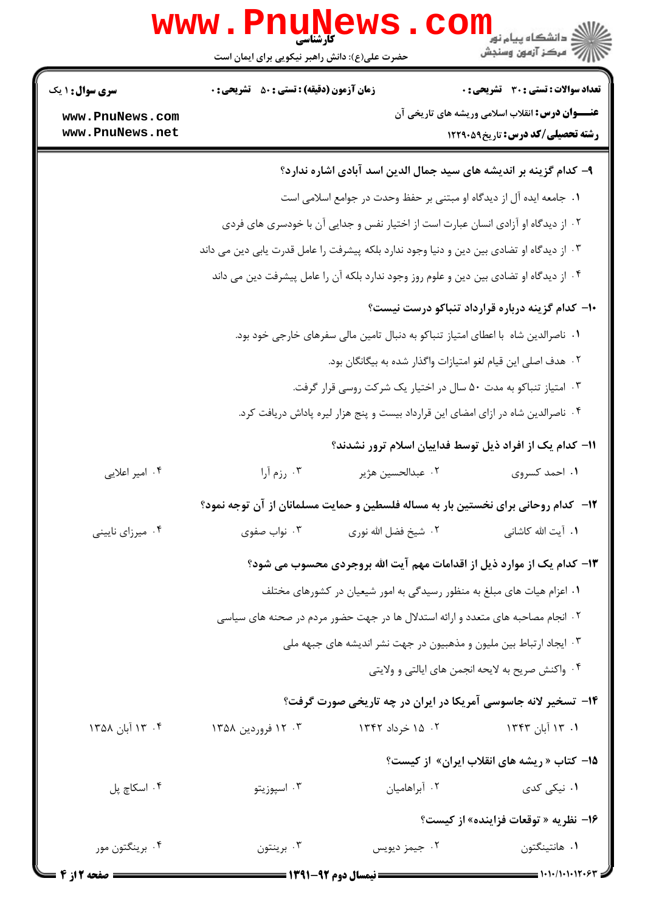**سری سوال:** ۱ یک | **زمان آزمون (دقیقه) :** تستی : ۵۰ تشریحی : ۰ | **تعداد سوالات :** تستی : ۳۰ تشریحی : ۰

**عنـــوان درس:** انقلاب اسلامی وریشه های تاریخی آن

**رشته تحصیلی/کد درس:** تاریخ۱۲۲۹۰۵۹

**۹- کدام گزینه بر اندیشه های سید جمال الدین اسد آبادی اشاره ندارد؟**

۱. جامعه ایده آل از دیدگاه او مبتنی بر حفظ وحدت در جوامع اسلامی است

۲. از دیدگاه او آزادی انسان عبارت است از اختیار نفس و جدایی آن با خودسری های فردی

۳. از دیدگاه او تضادی بین دین و دنیا وجود ندارد بلکه پیشرفت را عامل قدرت یابی دین می داند

۴. از دیدگاه او تضادی بین دین و علوم روز وجود ندارد بلکه آن را عامل پیشرفت دین می داند

**۱۰- کدام گزینه درباره قرارداد تنباکو درست نیست؟**

۱. ناصرالدین شاه با اعطای امتیاز تنباکو به دنبال تامین مالی سفرهای خارجی خود بود.

۲. هدف اصلی این قیام لغو امتیازات واگذار شده به بیگانگان بود.

۳. امتیاز تنباکو به مدت ۵۰ سال در اختیار یک شرکت روسی قرار گرفت.

۴. ناصرالدین شاه در ازای امضای این قرارداد بیست و پنج هزار لیره پاداش دریافت کرد.

**۱۱- کدام یک از افراد ذیل توسط فداییان اسلام ترور نشدند؟**

۱. احمد کسروی

۲. عبدالحسین هژیر

۳. رزم آرا

۴. امیر اعلایی

**۱۲- کدام روحانی برای نخستین بار به مساله فلسطین و حمایت مسلمانان از آن توجه نمود؟**

۱. آیت الله کاشانی

۲. شیخ فضل الله نوری

۳. نواب صفوی

۴. میرزای نایینی

**۱۳- کدام یک از موارد ذیل از اقدامات مهم آیت الله بروجردی محسوب می شود؟**

۱. اعزام هیات های مبلغ به منظور رسیدگی به امور شیعیان در کشورهای مختلف

۲. انجام مصاحبه های متعدد و ارائه استدلال ها در جهت حضور مردم در صحنه های سیاسی

۳. ایجاد ارتباط بین ملیون و مذهبیون در جهت نشر اندیشه های جبهه ملی

۴. واکنش صریح به لایحه انجمن های ایالتی و ولایتی

**۱۴- تسخیر لانه جاسوسی آمریکا در ایران در چه تاریخی صورت گرفت؟**

۱. ۱۳ آبان ۱۳۴۳

۲. ۱۵ خرداد ۱۳۴۲

۳. ۱۲ فروردین ۱۳۵۸

۴. ۱۳ آبان ۱۳۵۸

**۱۵- کتاب « ریشه های انقلاب ایران» از کیست؟**

۱. نیکی کدی

۲. آبراهامیان

۳. اسپوزیتو

۴. اسکاچ پل

**۱۶- نظریه « توقعات فزاینده» از کیست؟**

۱. هانتینگتون

۲. جیمز دیویس

۳. برینتون

۴. برینگتون مور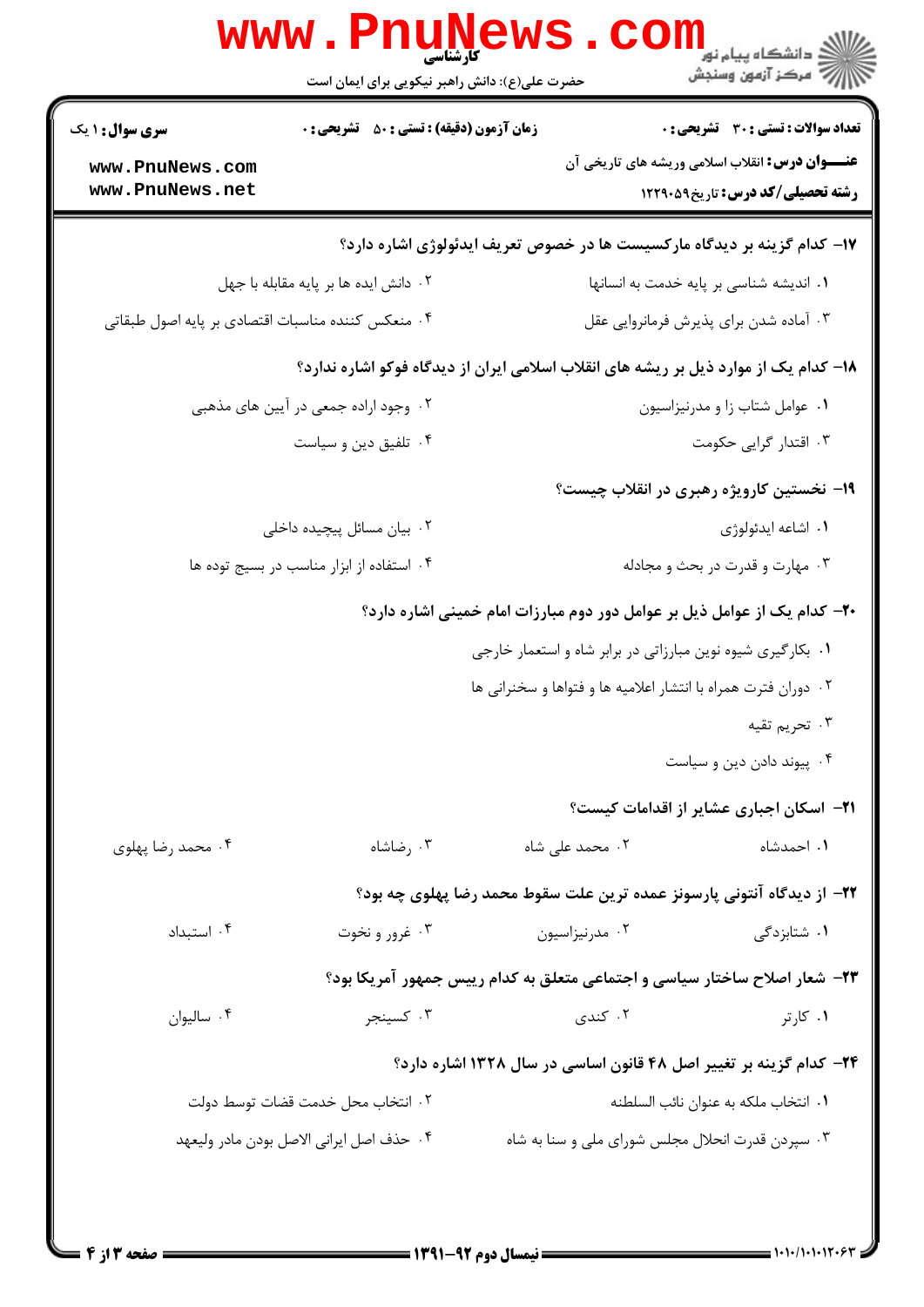**سری سوال:** ۱ یک | **زمان آزمون (دقیقه) : تستی :** ۵۰ **تشریحی :** ۰ | **تعداد سوالات : تستی :** ۳۰ **تشریحی :** ۰

**عنـــوان درس:** انقلاب اسلامی وریشه های تاریخی آن

**رشته تحصیلی/کد درس:** تاریخ۱۲۲۹۰۵۹

**۱۷- کدام گزینه بر دیدگاه مارکسیست ها در خصوص تعریف ایدئولوژی اشاره دارد؟**

۱. اندیشه شناسی بر پایه خدمت به انسانها

۲. دانش ایده ها بر پایه مقابله با جهل

۳. آماده شدن برای پذیرش فرمانروایی عقل

۴. منعکس کننده مناسبات اقتصادی بر پایه اصول طبقاتی

**۱۸- کدام یک از موارد ذیل بر ریشه های انقلاب اسلامی ایران از دیدگاه فوکو اشاره ندارد؟**

۱. عوامل شتاب زا و مدرنیزاسیون

۲. وجود اراده جمعی در آیین های مذهبی

۳. اقتدار گرایی حکومت

۴. تلفیق دین و سیاست

**۱۹- نخستین کارویژه رهبری در انقلاب چیست؟**

۱. اشاعه ایدئولوژی

۲. بیان مسائل پیچیده داخلی

۳. مهارت و قدرت در بحث و مجادله

۴. استفاده از ابزار مناسب در بسیج توده ها

**۲۰- کدام یک از عوامل ذیل بر عوامل دور دوم مبارزات امام خمینی اشاره دارد؟**

۱. بکارگیری شیوه نوین مبارزاتی در برابر شاه و استعمار خارجی

۲. دوران فترت همراه با انتشار اعلامیه ها و فتواها و سخنرانی ها

۳. تحریم تقیه

۴. پیوند دادن دین و سیاست

**۲۱- اسکان اجباری عشایر از اقدامات کیست؟**

۱. احمدشاه

۲. محمد علی شاه

۳. رضاشاه

۴. محمد رضا پهلوی

**۲۲- از دیدگاه آنتونی پارسونز عمده ترین علت سقوط محمد رضا پهلوی چه بود؟**

۱. شتابزدگی

۲. مدرنیزاسیون

۳. غرور و نخوت

۴. استبداد

**۲۳- شعار اصلاح ساختار سیاسی و اجتماعی متعلق به کدام رییس جمهور آمریکا بود؟**

۱. کارتر

۲. کندی

۳. کسینجر

۴. سالیوان

**۲۴- کدام گزینه بر تغییر اصل ۴۸ قانون اساسی در سال ۱۳۲۸ اشاره دارد؟**

۱. انتخاب ملکه به عنوان نائب السلطنه

۲. انتخاب محل خدمت قضات توسط دولت

۳. سپردن قدرت انحلال مجلس شورای ملی و سنا به شاه

۴. حذف اصل ایرانی الاصل بودن مادر ولیعهد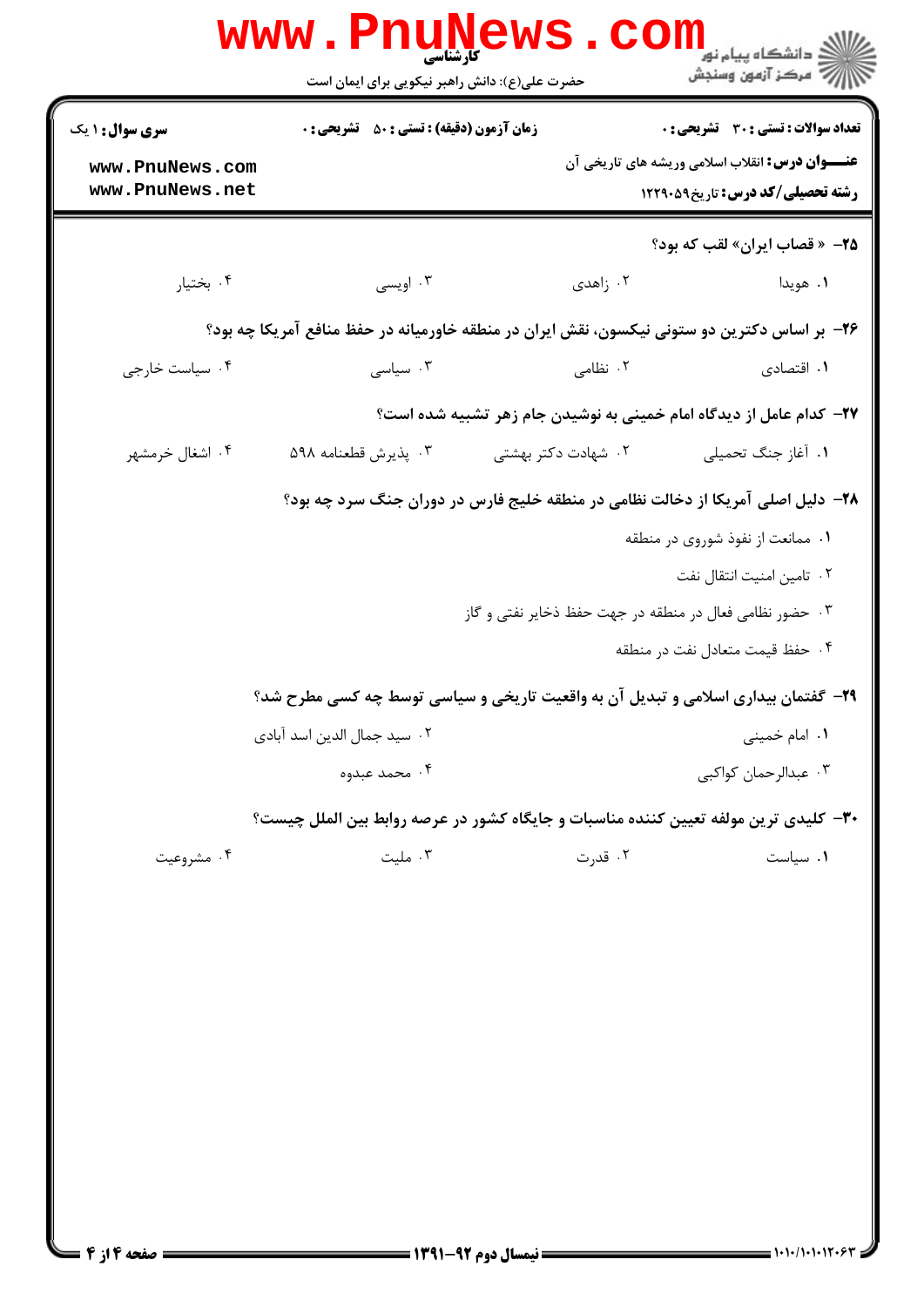۲۵- « قصاب ایران» لقب که بود؟

۱. هویدا
۲. زاهدی
۳. اویسی
۴. بختیار

۲۶- بر اساس دکترین دو ستونی نیکسون، نقش ایران در منطقه خاورمیانه در حفظ منافع آمریکا چه بود؟

۱. اقتصادی
۲. نظامی
۳. سیاسی
۴. سیاست خارجی

۲۷- کدام عامل از دیدگاه امام خمینی به نوشیدن جام زهر تشبیه شده است؟

۱. آغاز جنگ تحمیلی
۲. شهادت دکتر بهشتی
۳. پذیرش قطعنامه ۵۹۸
۴. اشغال خرمشهر

۲۸- دلیل اصلی آمریکا از دخالت نظامی در منطقه خلیج فارس در دوران جنگ سرد چه بود؟

۱. ممانعت از نفوذ شوروی در منطقه
۲. تامین امنیت انتقال نفت
۳. حضور نظامی فعال در منطقه در جهت حفظ ذخایر نفتی و گاز
۴. حفظ قیمت متعادل نفت در منطقه

۲۹- گفتمان بیداری اسلامی و تبدیل آن به واقعیت تاریخی و سیاسی توسط چه کسی مطرح شد؟

۱. امام خمینی
۲. سید جمال الدین اسد آبادی
۳. عبدالرحمان کواکبی
۴. محمد عبدوه

۳۰- کلیدی ترین مولفه تعیین کننده مناسبات و جایگاه کشور در عرصه روابط بین الملل چیست؟

۱. سیاست
۲. قدرت
۳. ملیت
۴. مشروعیت